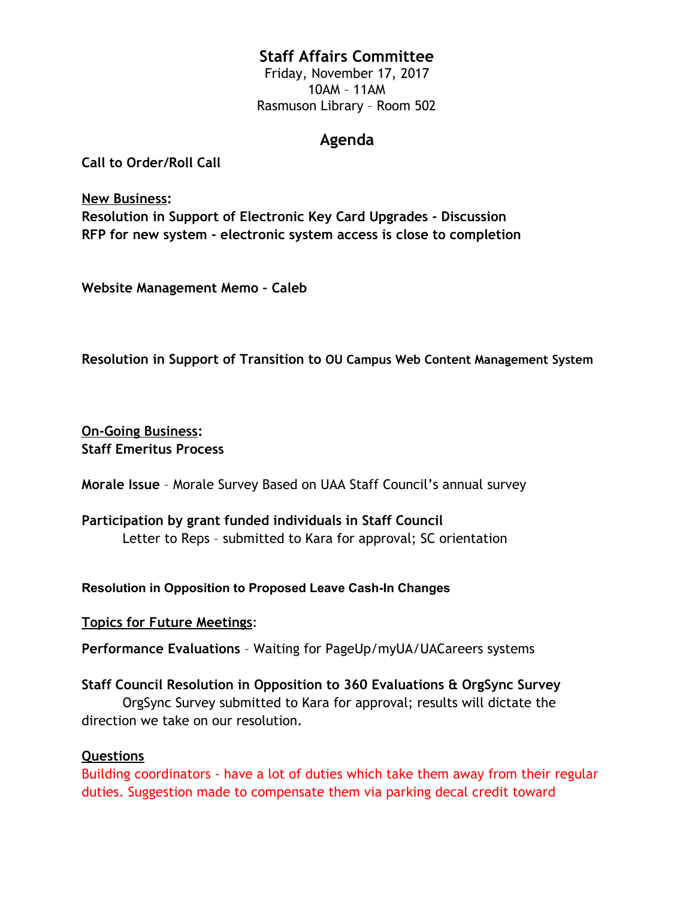# Staff Affairs Committee

Friday, November 17, 2017
10AM – 11AM
Rasmuson Library – Room 502

## Agenda

**Call to Order/Roll Call**

**New Business:**

**Resolution in Support of Electronic Key Card Upgrades - Discussion**
**RFP for new system - electronic system access is close to completion**

**Website Management Memo – Caleb**

**Resolution in Support of Transition to OU Campus Web Content Management System**

**On-Going Business:**

**Staff Emeritus Process**

**Morale Issue** – Morale Survey Based on UAA Staff Council's annual survey

**Participation by grant funded individuals in Staff Council**
Letter to Reps – submitted to Kara for approval; SC orientation

**Resolution in Opposition to Proposed Leave Cash-In Changes**

**Topics for Future Meetings:**

**Performance Evaluations** – Waiting for PageUp/myUA/UACareers systems

**Staff Council Resolution in Opposition to 360 Evaluations & OrgSync Survey**
OrgSync Survey submitted to Kara for approval; results will dictate the direction we take on our resolution.

**Questions**

Building coordinators - have a lot of duties which take them away from their regular duties. Suggestion made to compensate them via parking decal credit toward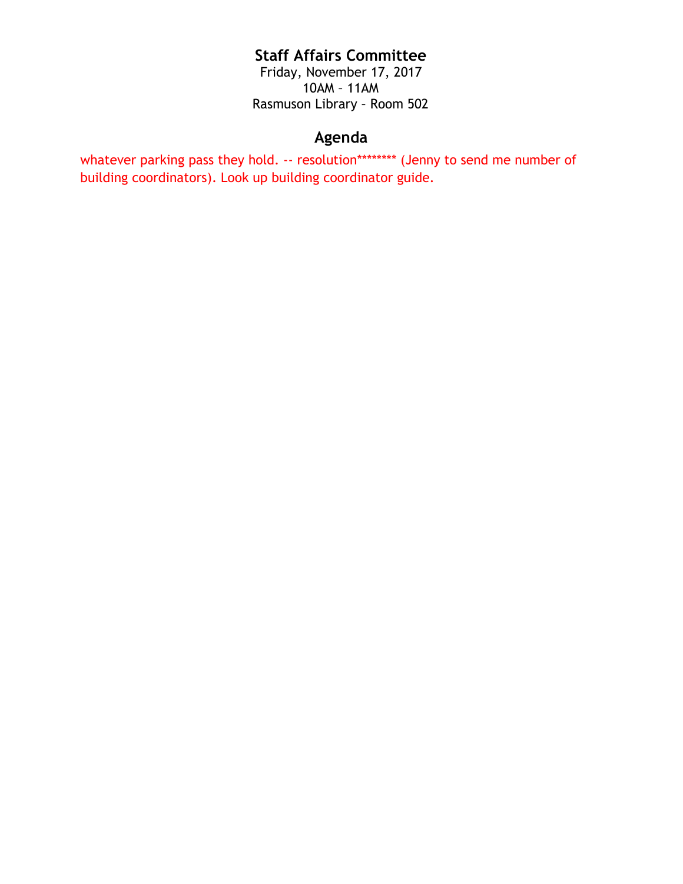# Staff Affairs Committee

Friday, November 17, 2017
10AM – 11AM
Rasmuson Library – Room 502

## Agenda

whatever parking pass they hold. -- resolution******** (Jenny to send me number of building coordinators). Look up building coordinator guide.